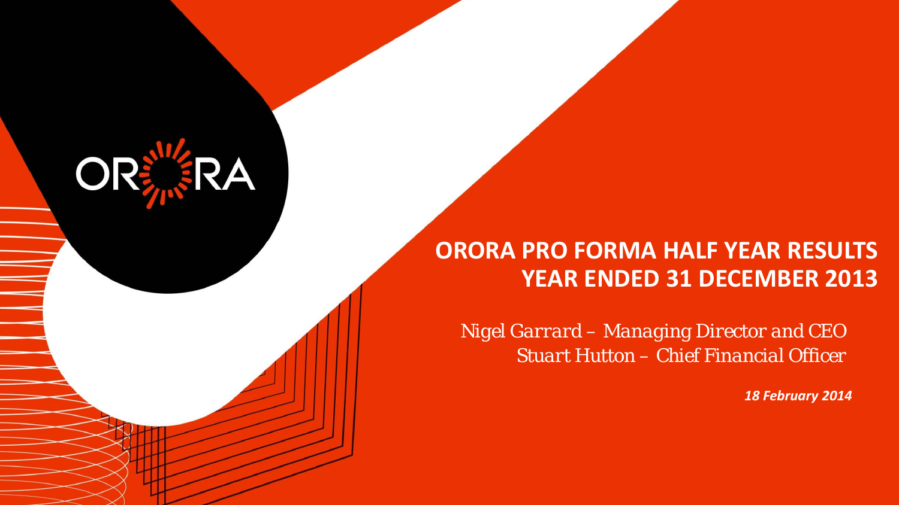ORORA

# ORORA PRO FORMA HALF YEAR RESULTS
# YEAR ENDED 31 DECEMBER 2013

*Nigel Garrard – Managing Director and CEO*
*Stuart Hutton – Chief Financial Officer*

***18 February 2014***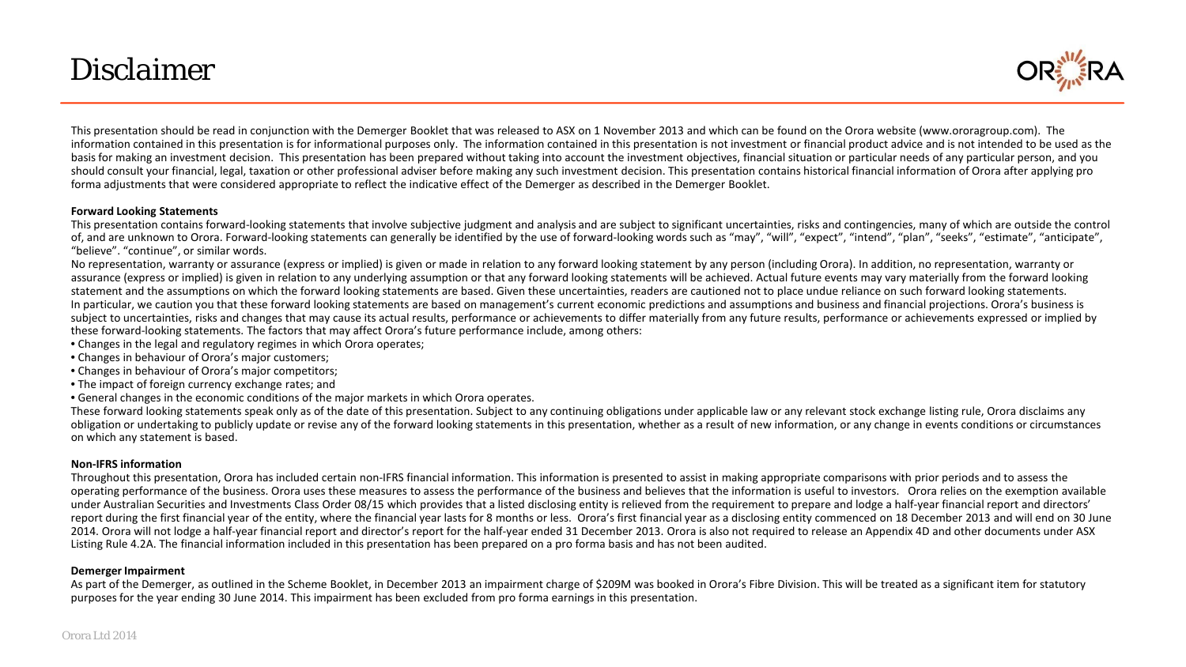# Disclaimer

This presentation should be read in conjunction with the Demerger Booklet that was released to ASX on 1 November 2013 and which can be found on the Orora website (www.ororagroup.com). The information contained in this presentation is for informational purposes only. The information contained in this presentation is not investment or financial product advice and is not intended to be used as the basis for making an investment decision. This presentation has been prepared without taking into account the investment objectives, financial situation or particular needs of any particular person, and you should consult your financial, legal, taxation or other professional adviser before making any such investment decision. This presentation contains historical financial information of Orora after applying pro forma adjustments that were considered appropriate to reflect the indicative effect of the Demerger as described in the Demerger Booklet.

**Forward Looking Statements**

This presentation contains forward-looking statements that involve subjective judgment and analysis and are subject to significant uncertainties, risks and contingencies, many of which are outside the control of, and are unknown to Orora. Forward-looking statements can generally be identified by the use of forward-looking words such as "may", "will", "expect", "intend", "plan", "seeks", "estimate", "anticipate", "believe". "continue", or similar words.

No representation, warranty or assurance (express or implied) is given or made in relation to any forward looking statement by any person (including Orora). In addition, no representation, warranty or assurance (express or implied) is given in relation to any underlying assumption or that any forward looking statements will be achieved. Actual future events may vary materially from the forward looking statement and the assumptions on which the forward looking statements are based. Given these uncertainties, readers are cautioned not to place undue reliance on such forward looking statements.

In particular, we caution you that these forward looking statements are based on management's current economic predictions and assumptions and business and financial projections. Orora's business is subject to uncertainties, risks and changes that may cause its actual results, performance or achievements to differ materially from any future results, performance or achievements expressed or implied by these forward-looking statements. The factors that may affect Orora's future performance include, among others:

- Changes in the legal and regulatory regimes in which Orora operates;
- Changes in behaviour of Orora's major customers;
- Changes in behaviour of Orora's major competitors;
- The impact of foreign currency exchange rates; and
- General changes in the economic conditions of the major markets in which Orora operates.

These forward looking statements speak only as of the date of this presentation. Subject to any continuing obligations under applicable law or any relevant stock exchange listing rule, Orora disclaims any obligation or undertaking to publicly update or revise any of the forward looking statements in this presentation, whether as a result of new information, or any change in events conditions or circumstances on which any statement is based.

**Non-IFRS information**

Throughout this presentation, Orora has included certain non-IFRS financial information. This information is presented to assist in making appropriate comparisons with prior periods and to assess the operating performance of the business. Orora uses these measures to assess the performance of the business and believes that the information is useful to investors. Orora relies on the exemption available under Australian Securities and Investments Class Order 08/15 which provides that a listed disclosing entity is relieved from the requirement to prepare and lodge a half-year financial report and directors' report during the first financial year of the entity, where the financial year lasts for 8 months or less. Orora's first financial year as a disclosing entity commenced on 18 December 2013 and will end on 30 June 2014. Orora will not lodge a half-year financial report and director's report for the half-year ended 31 December 2013. Orora is also not required to release an Appendix 4D and other documents under ASX Listing Rule 4.2A. The financial information included in this presentation has been prepared on a pro forma basis and has not been audited.

**Demerger Impairment**

As part of the Demerger, as outlined in the Scheme Booklet, in December 2013 an impairment charge of $209M was booked in Orora's Fibre Division. This will be treated as a significant item for statutory purposes for the year ending 30 June 2014. This impairment has been excluded from pro forma earnings in this presentation.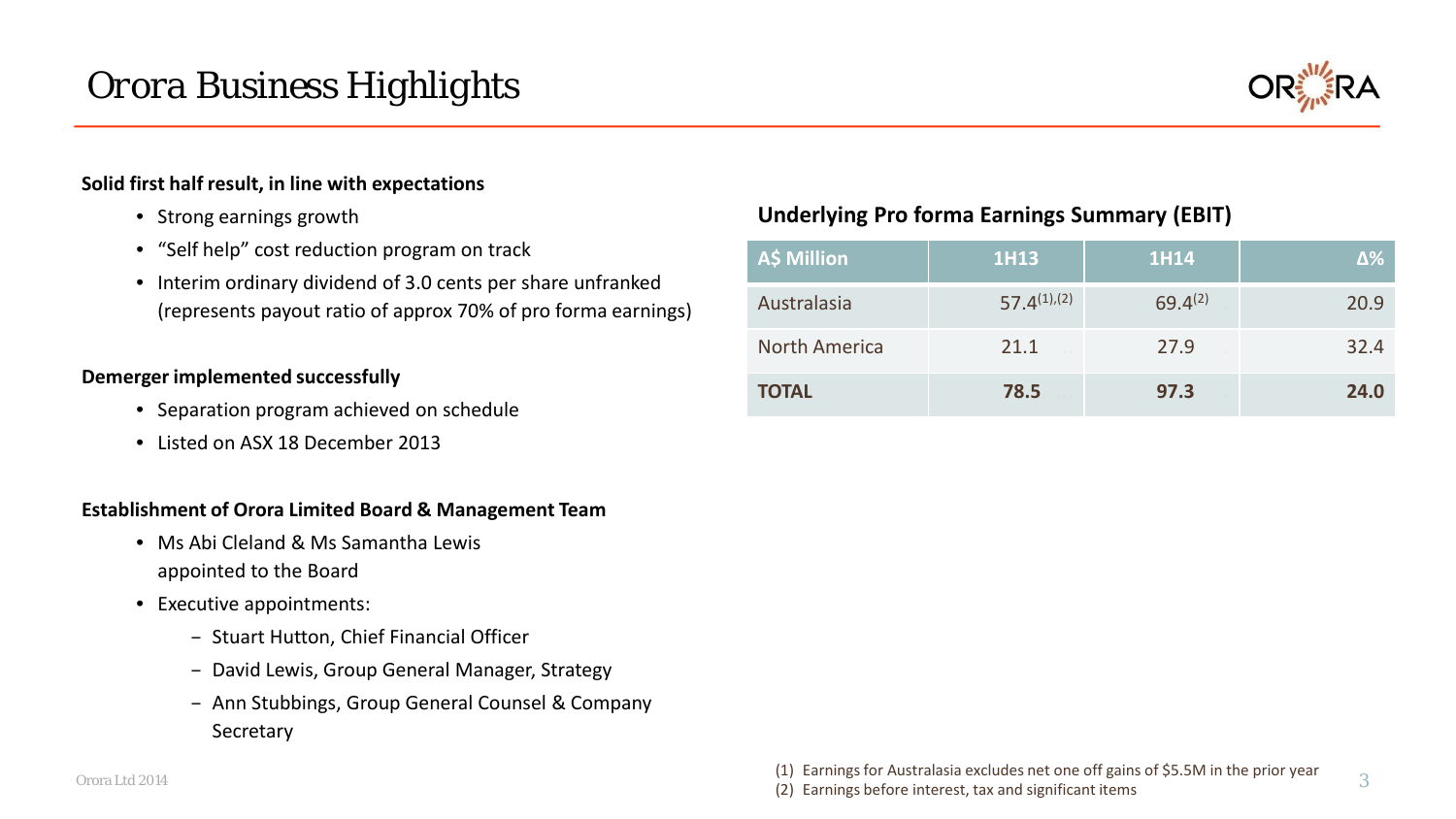# Orora Business Highlights

**Solid first half result, in line with expectations**

- Strong earnings growth
- "Self help" cost reduction program on track
- Interim ordinary dividend of 3.0 cents per share unfranked (represents payout ratio of approx 70% of pro forma earnings)

**Demerger implemented successfully**

- Separation program achieved on schedule
- Listed on ASX 18 December 2013

**Establishment of Orora Limited Board & Management Team**

- Ms Abi Cleland & Ms Samantha Lewis appointed to the Board
- Executive appointments:
  - Stuart Hutton, Chief Financial Officer
  - David Lewis, Group General Manager, Strategy
  - Ann Stubbings, Group General Counsel & Company Secretary

**Underlying Pro forma Earnings Summary (EBIT)**

| A$ Million | 1H13 | 1H14 | Δ% |
|---|---|---|---|
| Australasia | 57.4[(1),(2)] | 69.4[(2)] | 20.9 |
| North America | 21.1 | 27.9 | 32.4 |
| **TOTAL** | **78.5** | **97.3** | **24.0** |

(1) Earnings for Australasia excludes net one off gains of $5.5M in the prior year
(2) Earnings before interest, tax and significant items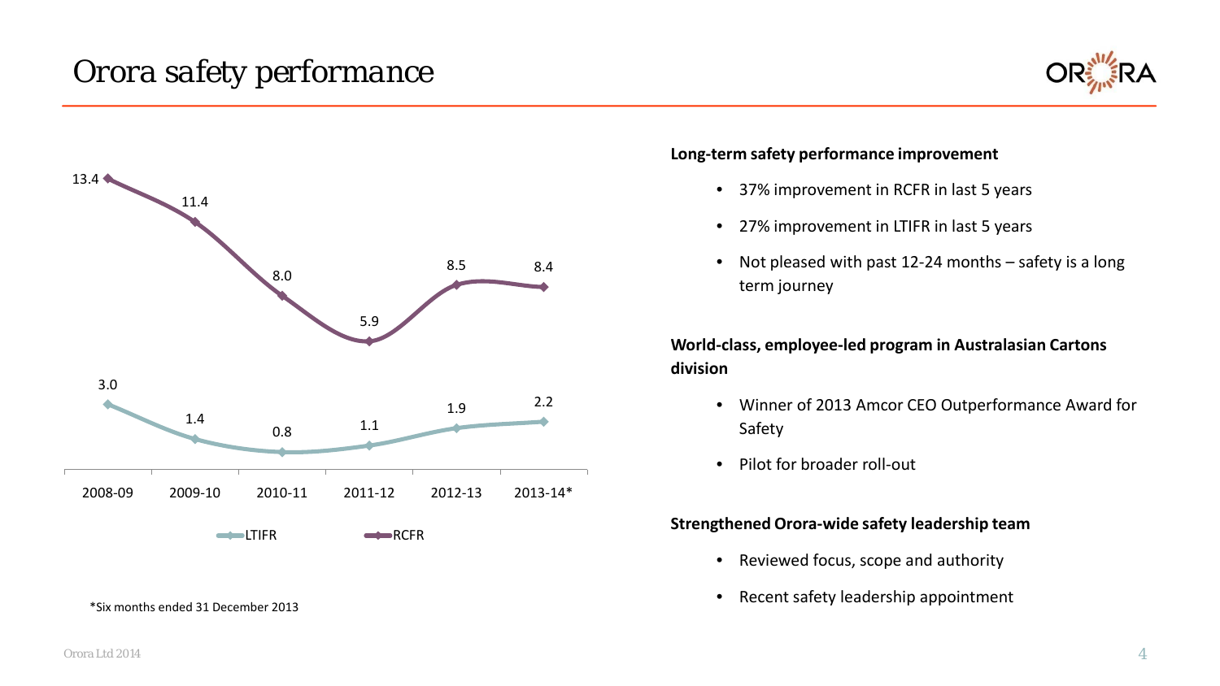# Orora safety performance

13.4
11.4
8.0
5.9
8.5
8.4

3.0
1.4
0.8
1.1
1.9
2.2

2008-09 2009-10 2010-11 2011-12 2012-13 2013-14*

LTIFR RCFR

*Six months ended 31 December 2013

**Long-term safety performance improvement**

- 37% improvement in RCFR in last 5 years
- 27% improvement in LTIFR in last 5 years
- Not pleased with past 12-24 months – safety is a long term journey

**World-class, employee-led program in Australasian Cartons division**

- Winner of 2013 Amcor CEO Outperformance Award for Safety
- Pilot for broader roll-out

**Strengthened Orora-wide safety leadership team**

- Reviewed focus, scope and authority
- Recent safety leadership appointment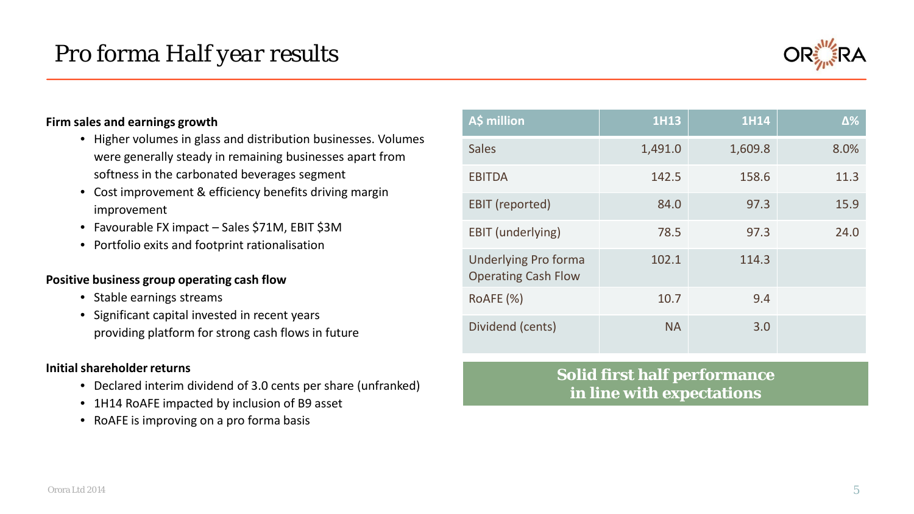# Pro forma Half year results

**Firm sales and earnings growth**

- Higher volumes in glass and distribution businesses. Volumes were generally steady in remaining businesses apart from softness in the carbonated beverages segment
- Cost improvement & efficiency benefits driving margin improvement
- Favourable FX impact – Sales $71M, EBIT $3M
- Portfolio exits and footprint rationalisation

**Positive business group operating cash flow**

- Stable earnings streams
- Significant capital invested in recent years providing platform for strong cash flows in future

**Initial shareholder returns**

- Declared interim dividend of 3.0 cents per share (unfranked)
- 1H14 RoAFE impacted by inclusion of B9 asset
- RoAFE is improving on a pro forma basis

| A$ million | 1H13 | 1H14 | Δ% |
|---|---|---|---|
| Sales | 1,491.0 | 1,609.8 | 8.0% |
| EBITDA | 142.5 | 158.6 | 11.3 |
| EBIT (reported) | 84.0 | 97.3 | 15.9 |
| EBIT (underlying) | 78.5 | 97.3 | 24.0 |
| Underlying Pro forma Operating Cash Flow | 102.1 | 114.3 | |
| RoAFE (%) | 10.7 | 9.4 | |
| Dividend (cents) | NA | 3.0 | |

**Solid first half performance in line with expectations**

Orora Ltd 2014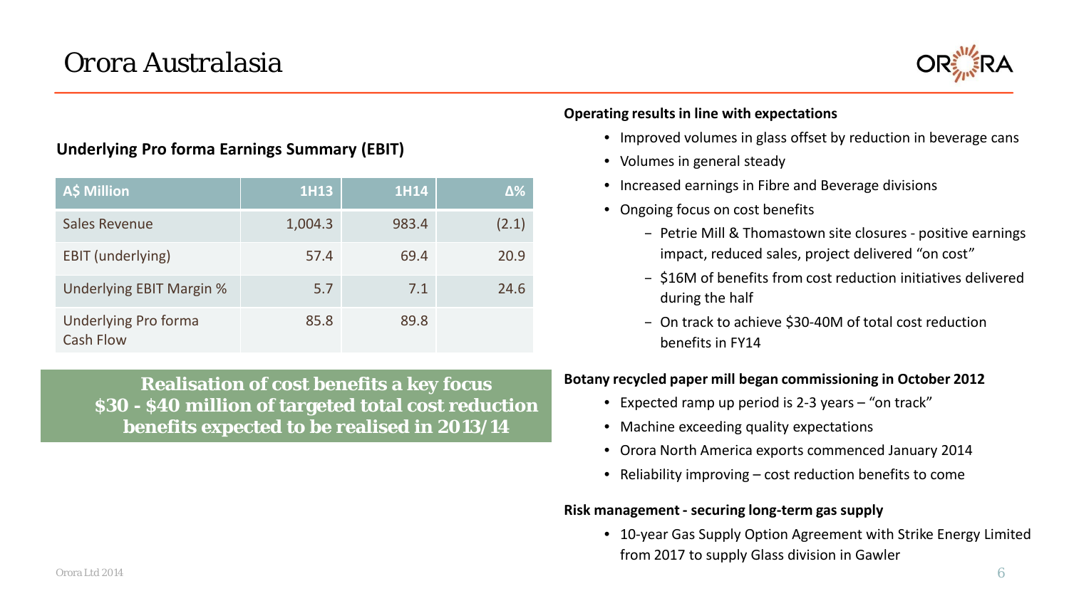# Orora Australasia

### Underlying Pro forma Earnings Summary (EBIT)

| A$ Million | 1H13 | 1H14 | Δ% |
|---|---|---|---|
| Sales Revenue | 1,004.3 | 983.4 | (2.1) |
| EBIT (underlying) | 57.4 | 69.4 | 20.9 |
| Underlying EBIT Margin % | 5.7 | 7.1 | 24.6 |
| Underlying Pro forma Cash Flow | 85.8 | 89.8 | |

**Realisation of cost benefits a key focus**
**$30 - $40 million of targeted total cost reduction benefits expected to be realised in 2013/14**

**Operating results in line with expectations**

- Improved volumes in glass offset by reduction in beverage cans
- Volumes in general steady
- Increased earnings in Fibre and Beverage divisions
- Ongoing focus on cost benefits
  - Petrie Mill & Thomastown site closures - positive earnings impact, reduced sales, project delivered "on cost"
  - $16M of benefits from cost reduction initiatives delivered during the half
  - On track to achieve $30-40M of total cost reduction benefits in FY14

**Botany recycled paper mill began commissioning in October 2012**

- Expected ramp up period is 2-3 years – "on track"
- Machine exceeding quality expectations
- Orora North America exports commenced January 2014
- Reliability improving – cost reduction benefits to come

**Risk management - securing long-term gas supply**

- 10-year Gas Supply Option Agreement with Strike Energy Limited from 2017 to supply Glass division in Gawler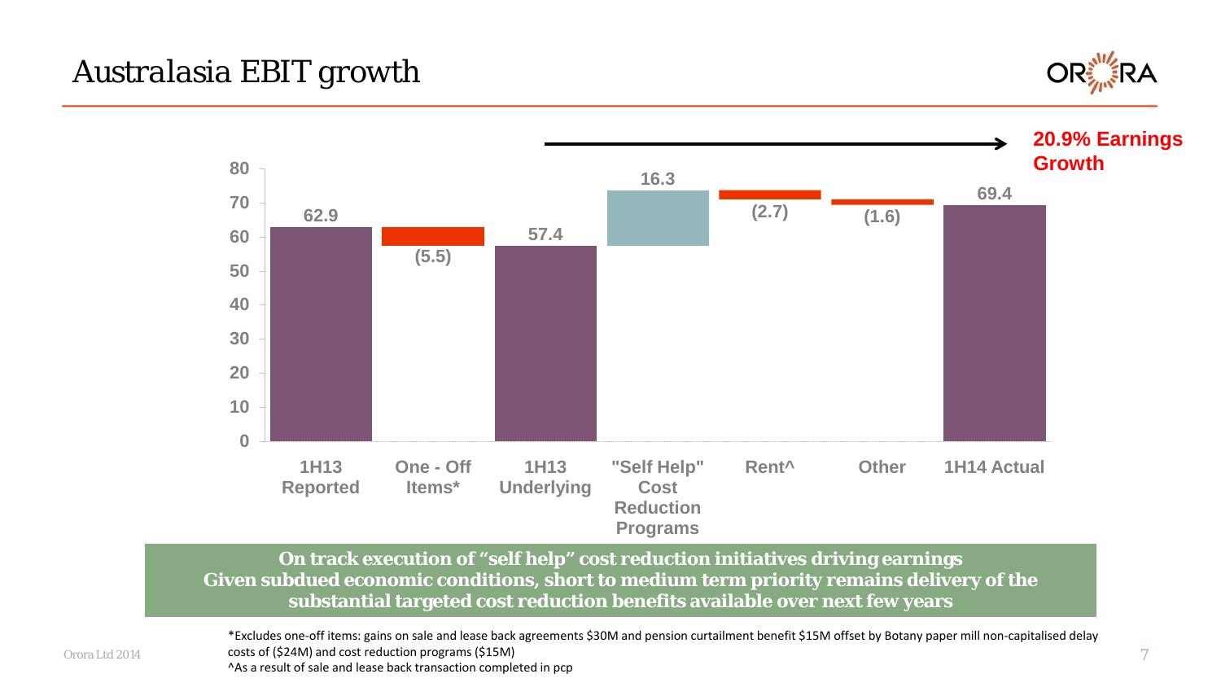# Australasia EBIT growth

20.9% Earnings Growth

80
70
60
50
40
30
20
10
0

62.9
(5.5)
57.4
16.3
(2.7)
(1.6)
69.4

1H13 Reported
One - Off Items*
1H13 Underlying
"Self Help" Cost Reduction Programs
Rent^
Other
1H14 Actual

**On track execution of "self help" cost reduction initiatives driving earnings**
**Given subdued economic conditions, short to medium term priority remains delivery of the substantial targeted cost reduction benefits available over next few years**

*Excludes one-off items: gains on sale and lease back agreements $30M and pension curtailment benefit $15M offset by Botany paper mill non-capitalised delay costs of ($24M) and cost reduction programs ($15M)

^As a result of sale and lease back transaction completed in pcp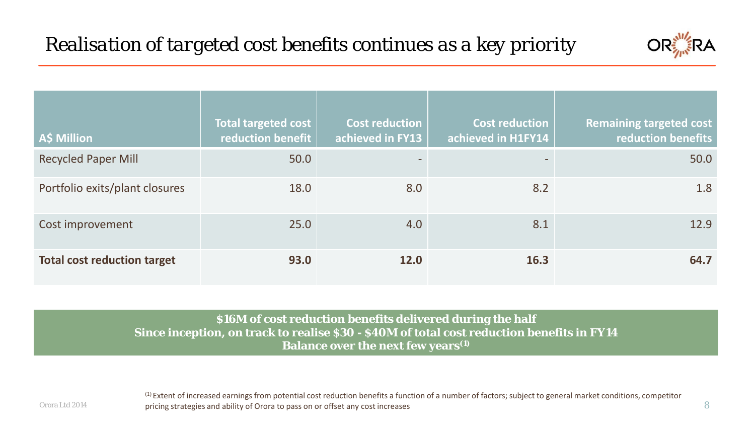# Realisation of targeted cost benefits continues as a key priority

| A$ Million | Total targeted cost reduction benefit | Cost reduction achieved in FY13 | Cost reduction achieved in H1FY14 | Remaining targeted cost reduction benefits |
|---|---|---|---|---|
| Recycled Paper Mill | 50.0 | - | - | 50.0 |
| Portfolio exits/plant closures | 18.0 | 8.0 | 8.2 | 1.8 |
| Cost improvement | 25.0 | 4.0 | 8.1 | 12.9 |
| **Total cost reduction target** | **93.0** | **12.0** | **16.3** | **64.7** |

**$16M of cost reduction benefits delivered during the half**
**Since inception, on track to realise $30 - $40M of total cost reduction benefits in FY14**
**Balance over the next few years[(1)]**

[(1)] Extent of increased earnings from potential cost reduction benefits a function of a number of factors; subject to general market conditions, competitor pricing strategies and ability of Orora to pass on or offset any cost increases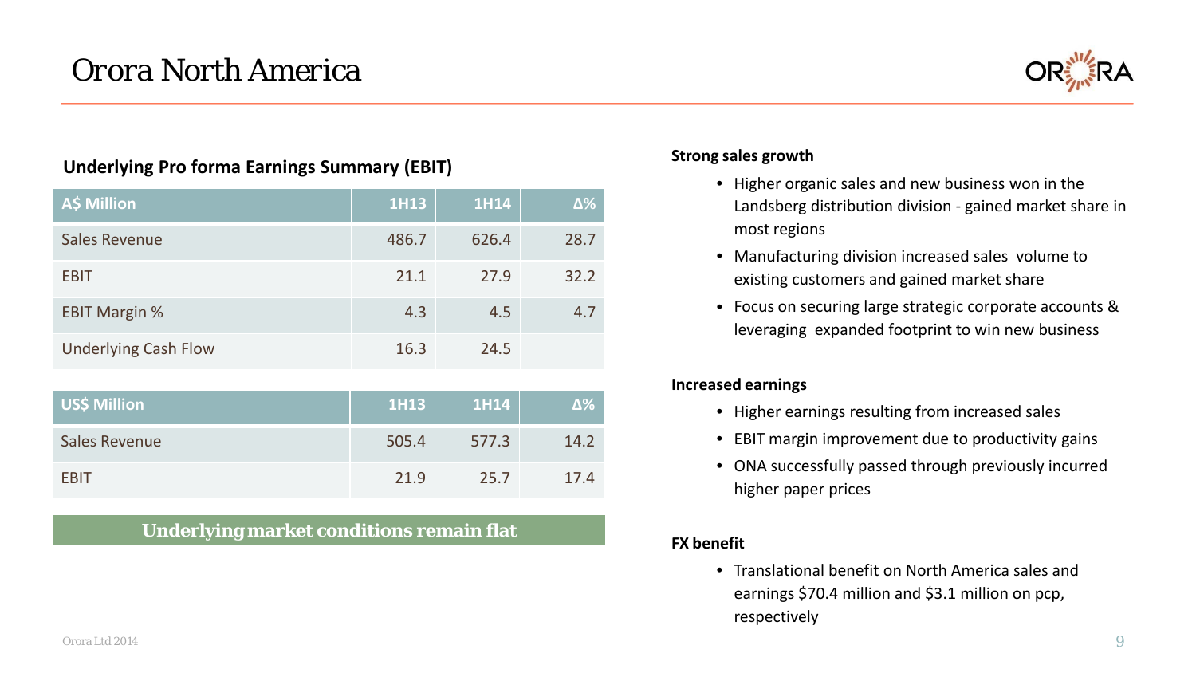# Orora North America

### Underlying Pro forma Earnings Summary (EBIT)

| A$ Million | 1H13 | 1H14 | Δ% |
|---|---|---|---|
| Sales Revenue | 486.7 | 626.4 | 28.7 |
| EBIT | 21.1 | 27.9 | 32.2 |
| EBIT Margin % | 4.3 | 4.5 | 4.7 |
| Underlying Cash Flow | 16.3 | 24.5 | |

| US$ Million | 1H13 | 1H14 | Δ% |
|---|---|---|---|
| Sales Revenue | 505.4 | 577.3 | 14.2 |
| EBIT | 21.9 | 25.7 | 17.4 |

**Underlying market conditions remain flat**

**Strong sales growth**

- Higher organic sales and new business won in the Landsberg distribution division - gained market share in most regions
- Manufacturing division increased sales volume to existing customers and gained market share
- Focus on securing large strategic corporate accounts & leveraging expanded footprint to win new business

**Increased earnings**

- Higher earnings resulting from increased sales
- EBIT margin improvement due to productivity gains
- ONA successfully passed through previously incurred higher paper prices

**FX benefit**

- Translational benefit on North America sales and earnings $70.4 million and $3.1 million on pcp, respectively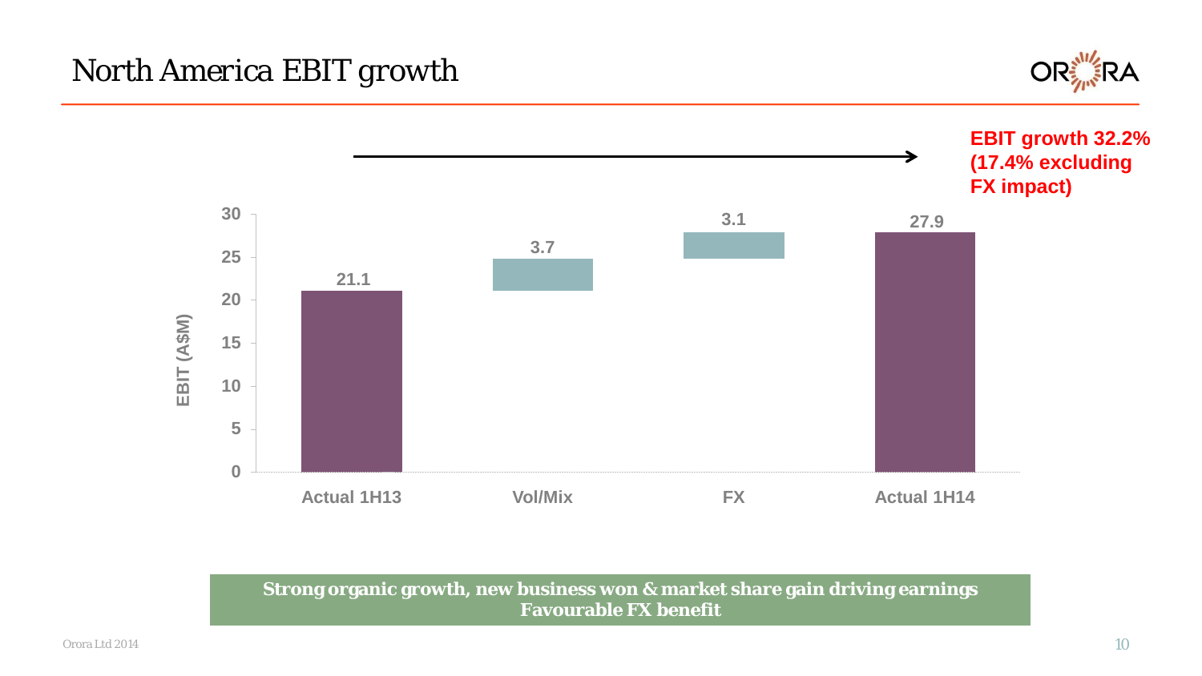# North America EBIT growth

**EBIT growth 32.2% (17.4% excluding FX impact)**

EBIT (A$M)

30
25
20
15
10
5
0

21.1
3.7
3.1
27.9

Actual 1H13
Vol/Mix
FX
Actual 1H14

**Strong organic growth, new business won & market share gain driving earnings**
**Favourable FX benefit**

Orora Ltd 2014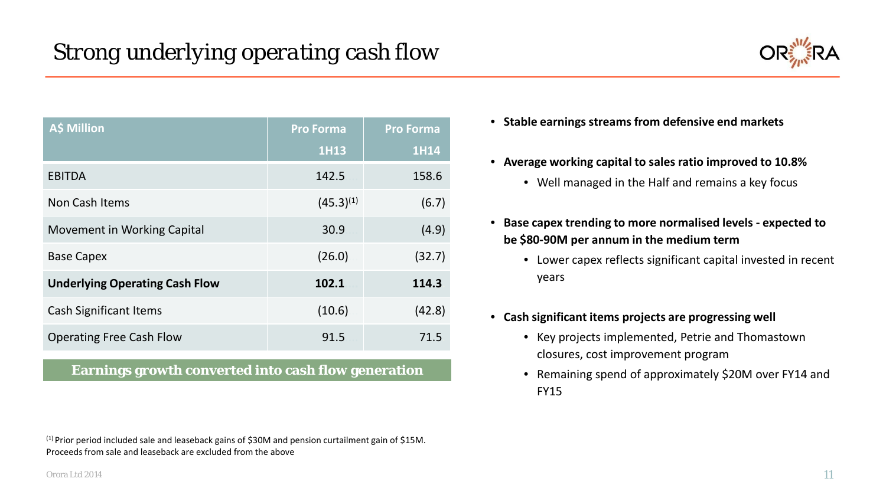# Strong underlying operating cash flow

| A$ Million | Pro Forma 1H13 | Pro Forma 1H14 |
|---|---|---|
| EBITDA | 142.5 | 158.6 |
| Non Cash Items | (45.3)[1] | (6.7) |
| Movement in Working Capital | 30.9 | (4.9) |
| Base Capex | (26.0) | (32.7) |
| **Underlying Operating Cash Flow** | **102.1** | **114.3** |
| Cash Significant Items | (10.6) | (42.8) |
| Operating Free Cash Flow | 91.5 | 71.5 |

**Earnings growth converted into cash flow generation**

- **Stable earnings streams from defensive end markets**
- **Average working capital to sales ratio improved to 10.8%**
  - Well managed in the Half and remains a key focus
- **Base capex trending to more normalised levels - expected to be $80-90M per annum in the medium term**
  - Lower capex reflects significant capital invested in recent years
- **Cash significant items projects are progressing well**
  - Key projects implemented, Petrie and Thomastown closures, cost improvement program
  - Remaining spend of approximately $20M over FY14 and FY15

[1] Prior period included sale and leaseback gains of $30M and pension curtailment gain of $15M. Proceeds from sale and leaseback are excluded from the above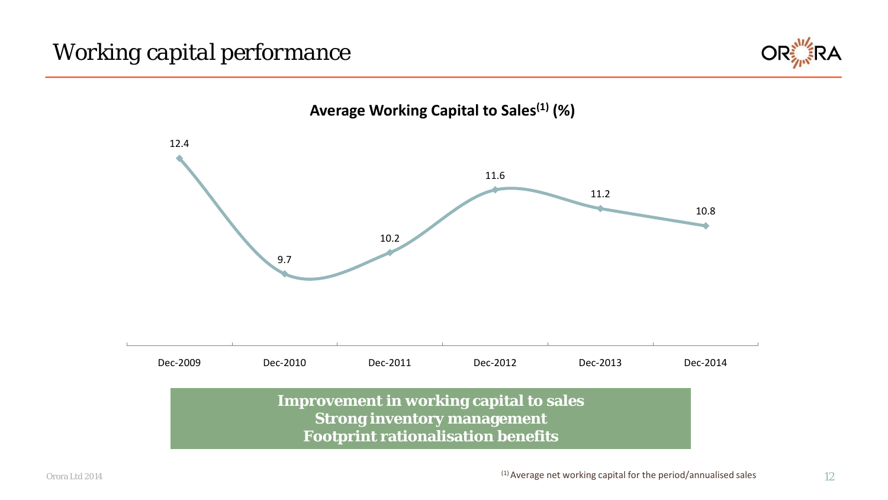# Working capital performance

**Average Working Capital to Sales[(1)] (%)**

12.4
9.7
10.2
11.6
11.2
10.8

Dec-2009
Dec-2010
Dec-2011
Dec-2012
Dec-2013
Dec-2014

**Improvement in working capital to sales**
**Strong inventory management**
**Footprint rationalisation benefits**

(1) Average net working capital for the period/annualised sales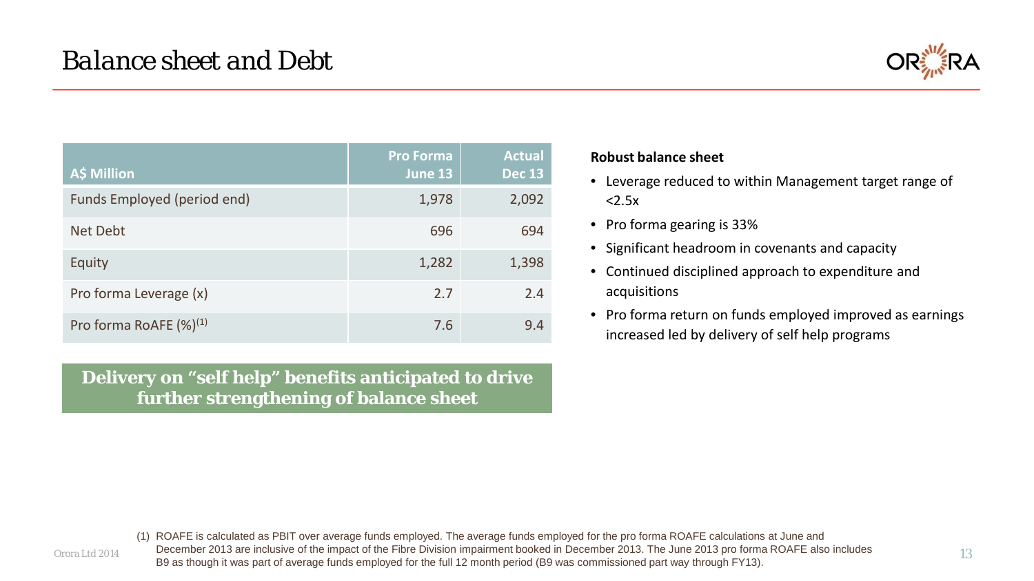# Balance sheet and Debt

| A$ Million | Pro Forma June 13 | Actual Dec 13 |
|---|---|---|
| Funds Employed (period end) | 1,978 | 2,092 |
| Net Debt | 696 | 694 |
| Equity | 1,282 | 1,398 |
| Pro forma Leverage (x) | 2.7 | 2.4 |
| Pro forma RoAFE (%)[(1)] | 7.6 | 9.4 |

**Delivery on "self help" benefits anticipated to drive further strengthening of balance sheet**

**Robust balance sheet**

- Leverage reduced to within Management target range of <2.5x
- Pro forma gearing is 33%
- Significant headroom in covenants and capacity
- Continued disciplined approach to expenditure and acquisitions
- Pro forma return on funds employed improved as earnings increased led by delivery of self help programs

(1) ROAFE is calculated as PBIT over average funds employed. The average funds employed for the pro forma ROAFE calculations at June and December 2013 are inclusive of the impact of the Fibre Division impairment booked in December 2013. The June 2013 pro forma ROAFE also includes B9 as though it was part of average funds employed for the full 12 month period (B9 was commissioned part way through FY13).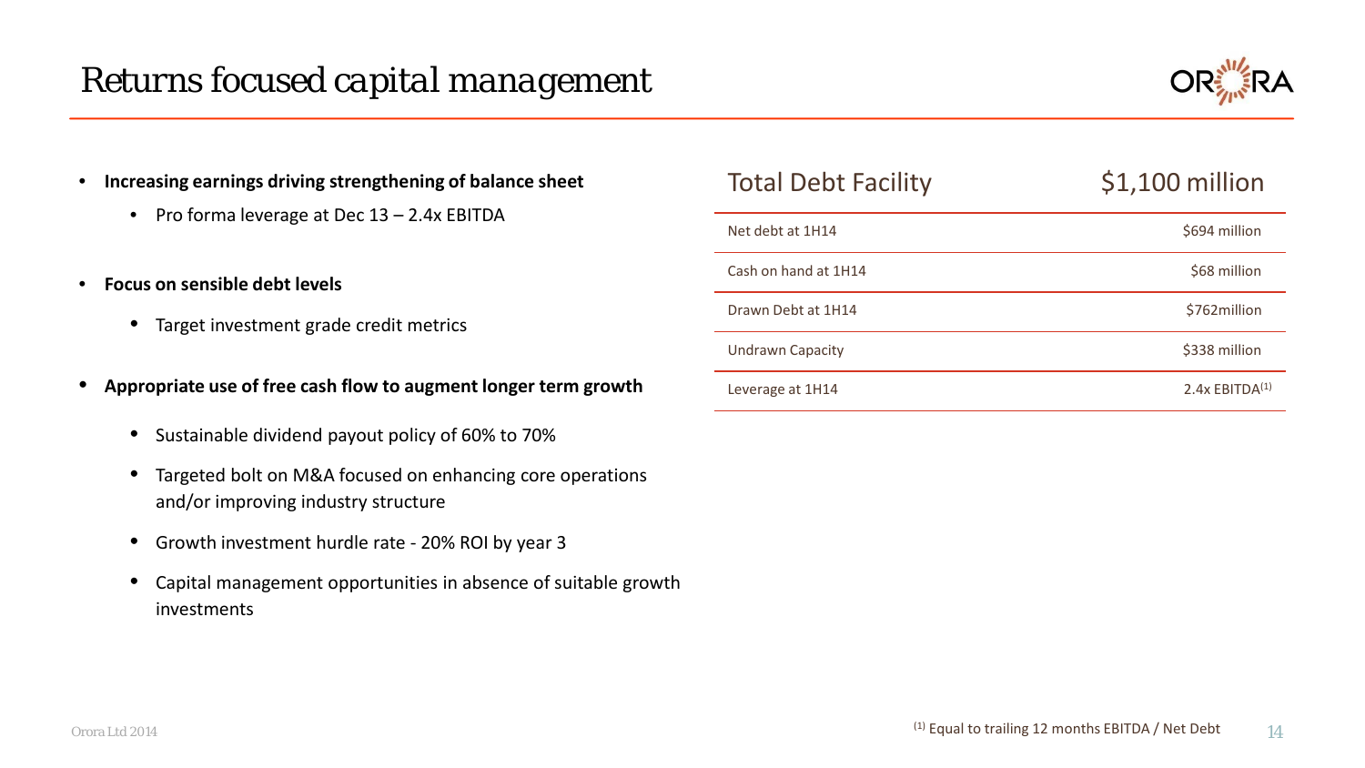# Returns focused capital management

- **Increasing earnings driving strengthening of balance sheet**
  - Pro forma leverage at Dec 13 – 2.4x EBITDA
- **Focus on sensible debt levels**
  - Target investment grade credit metrics
- **Appropriate use of free cash flow to augment longer term growth**
  - Sustainable dividend payout policy of 60% to 70%
  - Targeted bolt on M&A focused on enhancing core operations and/or improving industry structure
  - Growth investment hurdle rate - 20% ROI by year 3
  - Capital management opportunities in absence of suitable growth investments

| Total Debt Facility | $1,100 million |
|---|---|
| Net debt at 1H14 | $694 million |
| Cash on hand at 1H14 | $68 million |
| Drawn Debt at 1H14 | $762million |
| Undrawn Capacity | $338 million |
| Leverage at 1H14 | 2.4x EBITDA[1] |

[1] Equal to trailing 12 months EBITDA / Net Debt

Orora Ltd 2014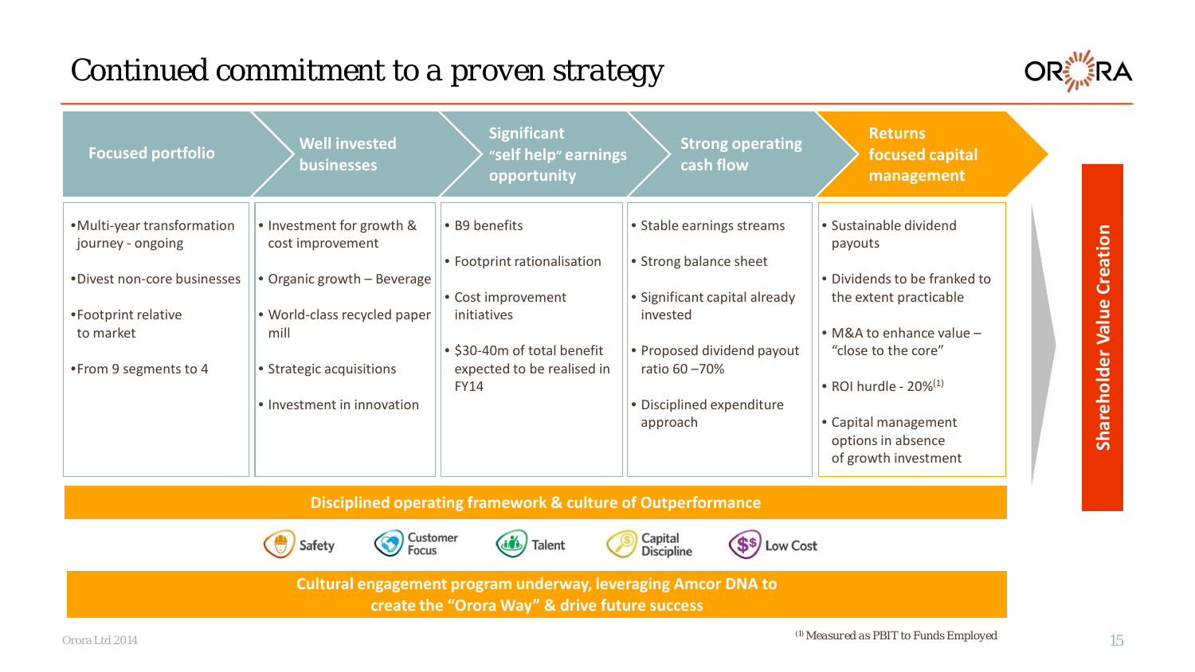# Continued commitment to a proven strategy

| Focused portfolio | Well invested businesses | Significant "self help" earnings opportunity | Strong operating cash flow | Returns focused capital management |
|---|---|---|---|---|
| • Multi-year transformation journey - ongoing<br>• Divest non-core businesses<br>• Footprint relative to market<br>• From 9 segments to 4 | • Investment for growth & cost improvement<br>• Organic growth – Beverage<br>• World-class recycled paper mill<br>• Strategic acquisitions<br>• Investment in innovation | • B9 benefits<br>• Footprint rationalisation<br>• Cost improvement initiatives<br>• $30-40m of total benefit expected to be realised in FY14 | • Stable earnings streams<br>• Strong balance sheet<br>• Significant capital already invested<br>• Proposed dividend payout ratio 60 –70%<br>• Disciplined expenditure approach | • Sustainable dividend payouts<br>• Dividends to be franked to the extent practicable<br>• M&A to enhance value – "close to the core"<br>• ROI hurdle - 20%[1]<br>• Capital management options in absence of growth investment |

**Shareholder Value Creation**

**Disciplined operating framework & culture of Outperformance**

Safety | Customer Focus | Talent | Capital Discipline | Low Cost

**Cultural engagement program underway, leveraging Amcor DNA to create the "Orora Way" & drive future success**

[1] Measured as PBIT to Funds Employed

Orora Ltd 2014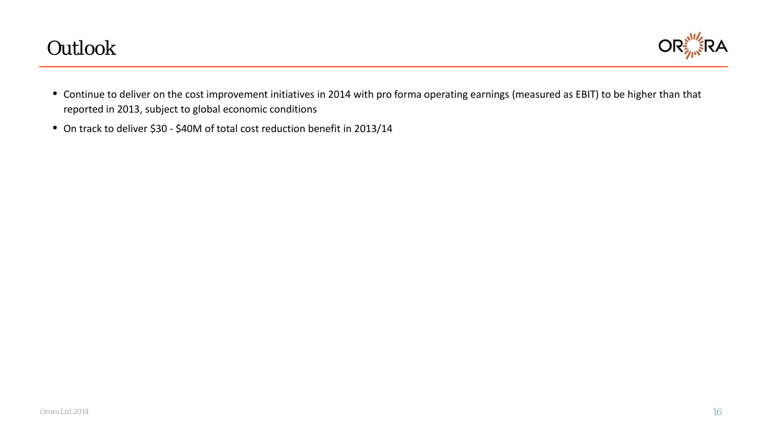# Outlook

- Continue to deliver on the cost improvement initiatives in 2014 with pro forma operating earnings (measured as EBIT) to be higher than that reported in 2013, subject to global economic conditions
- On track to deliver $30 - $40M of total cost reduction benefit in 2013/14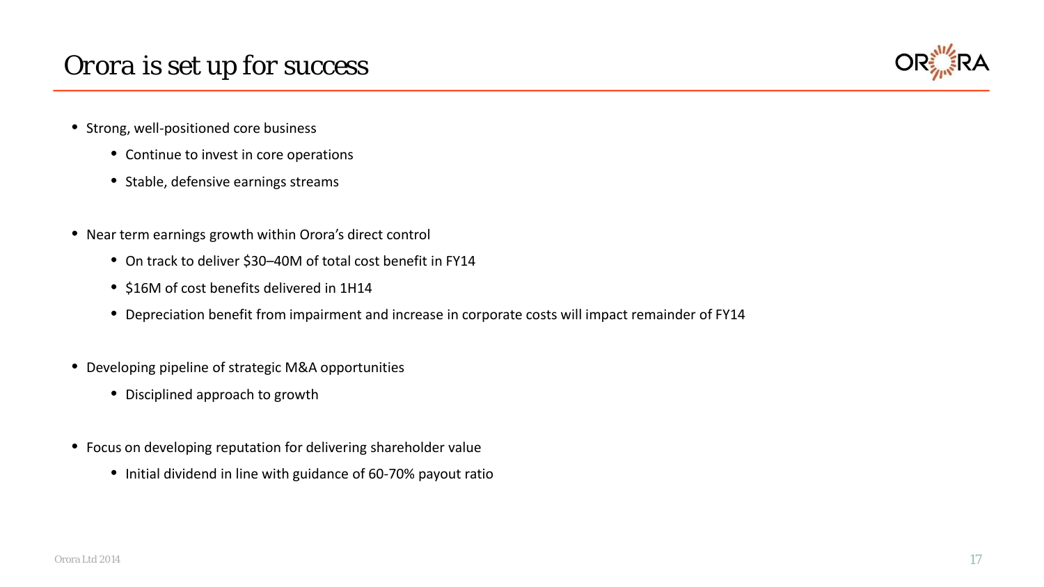# Orora is set up for success

- Strong, well-positioned core business
  - Continue to invest in core operations
  - Stable, defensive earnings streams

- Near term earnings growth within Orora's direct control
  - On track to deliver $30–40M of total cost benefit in FY14
  - $16M of cost benefits delivered in 1H14
  - Depreciation benefit from impairment and increase in corporate costs will impact remainder of FY14

- Developing pipeline of strategic M&A opportunities
  - Disciplined approach to growth

- Focus on developing reputation for delivering shareholder value
  - Initial dividend in line with guidance of 60-70% payout ratio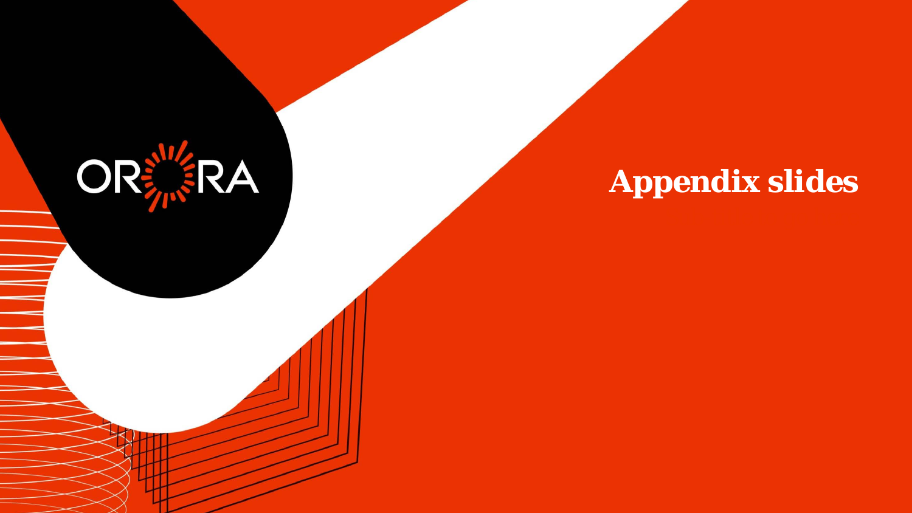ORORA

# Appendix slides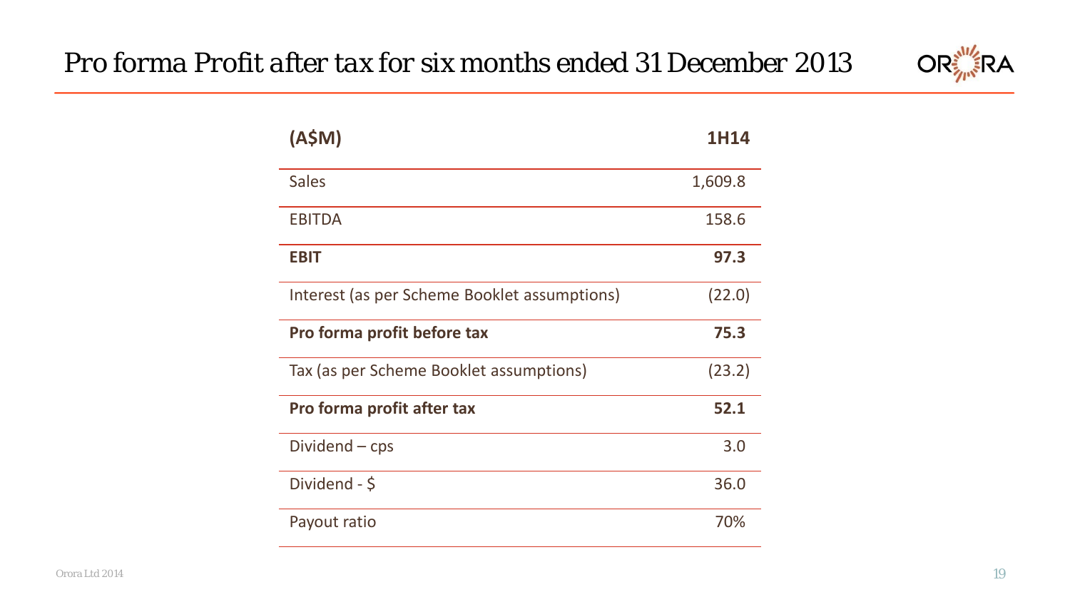# Pro forma Profit after tax for six months ended 31 December 2013

| **(A$M)** | **1H14** |
|---|---|
| Sales | 1,609.8 |
| EBITDA | 158.6 |
| **EBIT** | **97.3** |
| Interest (as per Scheme Booklet assumptions) | (22.0) |
| **Pro forma profit before tax** | **75.3** |
| Tax (as per Scheme Booklet assumptions) | (23.2) |
| **Pro forma profit after tax** | **52.1** |
| Dividend – cps | 3.0 |
| Dividend - $ | 36.0 |
| Payout ratio | 70% |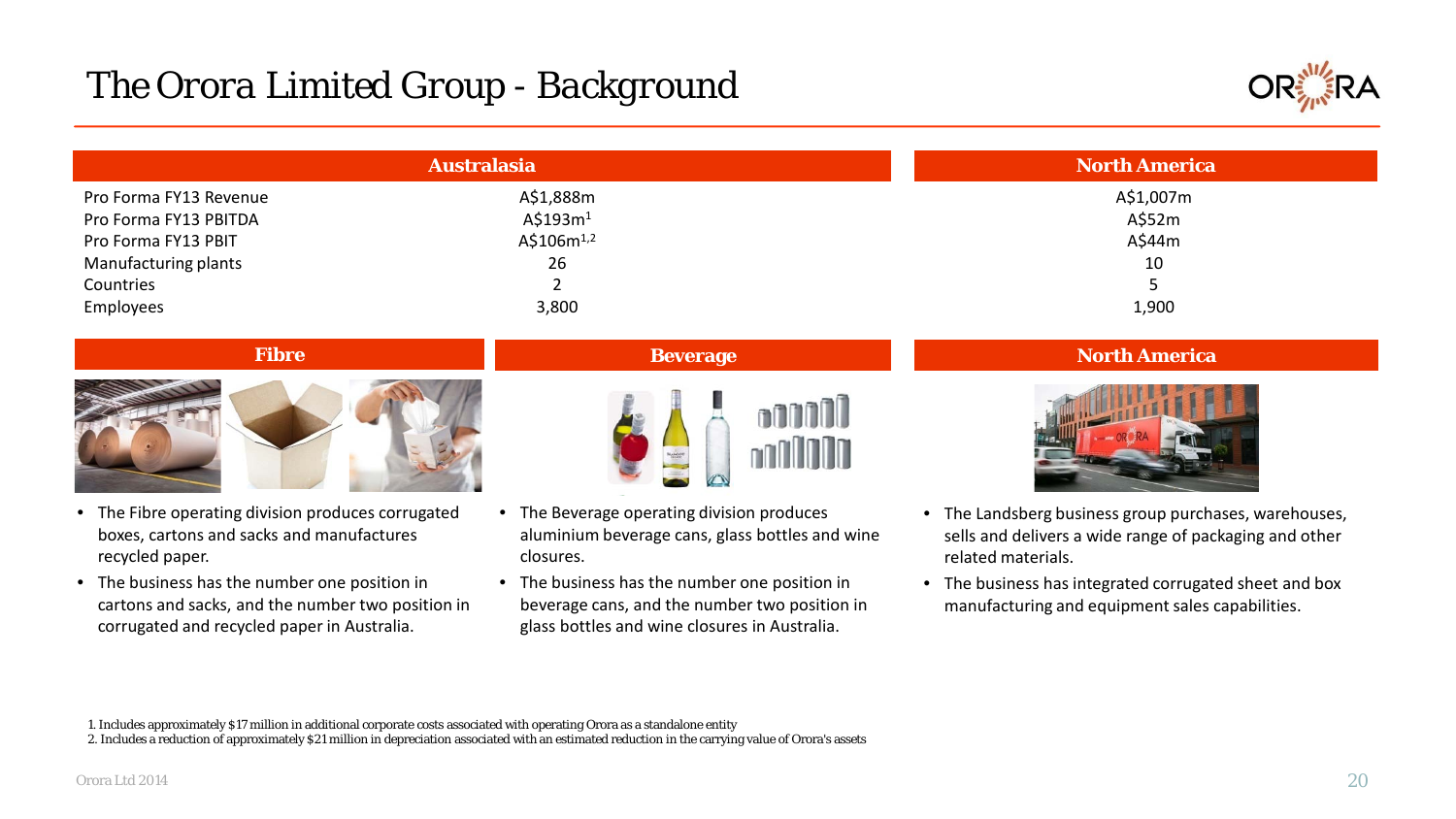# The Orora Limited Group - Background

| | Australasia | North America |
|---|---|---|
| Pro Forma FY13 Revenue | A$1,888m | A$1,007m |
| Pro Forma FY13 PBITDA | A$193m[1] | A$52m |
| Pro Forma FY13 PBIT | A$106m[1,2] | A$44m |
| Manufacturing plants | 26 | 10 |
| Countries | 2 | 5 |
| Employees | 3,800 | 1,900 |

## Fibre

- The Fibre operating division produces corrugated boxes, cartons and sacks and manufactures recycled paper.
- The business has the number one position in cartons and sacks, and the number two position in corrugated and recycled paper in Australia.

## Beverage

- The Beverage operating division produces aluminium beverage cans, glass bottles and wine closures.
- The business has the number one position in beverage cans, and the number two position in glass bottles and wine closures in Australia.

## North America

- The Landsberg business group purchases, warehouses, sells and delivers a wide range of packaging and other related materials.
- The business has integrated corrugated sheet and box manufacturing and equipment sales capabilities.

1. Includes approximately $17 million in additional corporate costs associated with operating Orora as a standalone entity
2. Includes a reduction of approximately $21 million in depreciation associated with an estimated reduction in the carrying value of Orora's assets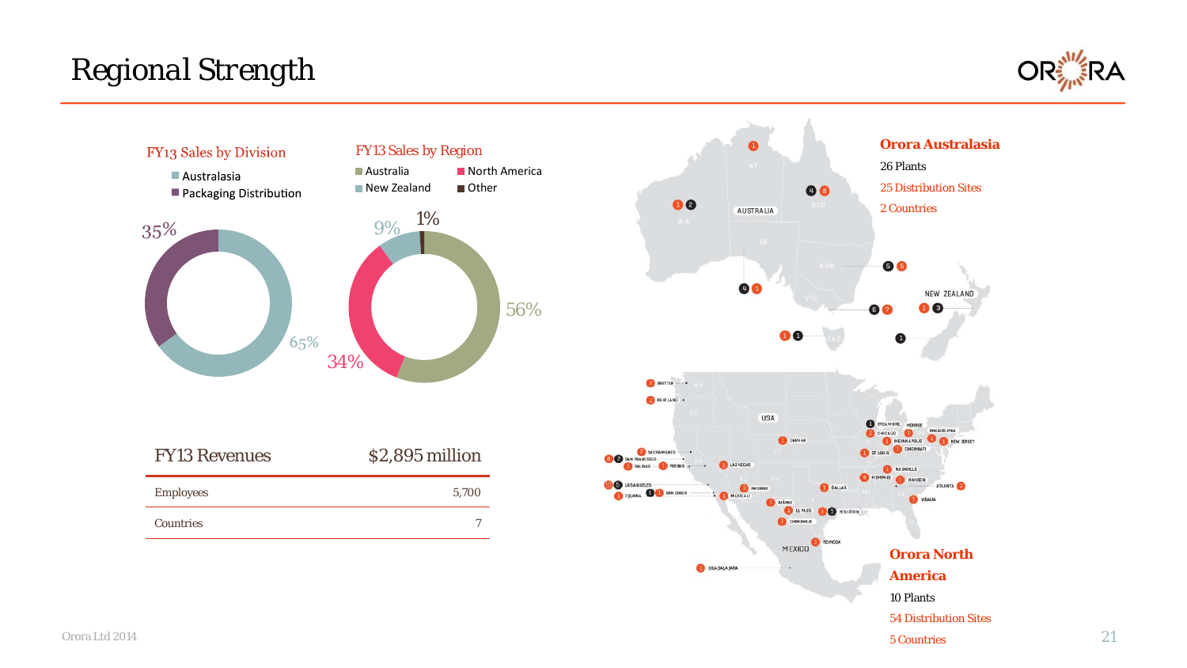# Regional Strength

## FY13 Sales by Division

Australasia
Packaging Distribution

35%
65%

## FY13 Sales by Region

Australia
North America
New Zealand
Other

9%
1%
56%
34%

| FY13 Revenues | $2,895 million |
|---|---|
| Employees | 5,700 |
| Countries | 7 |

**Orora Australasia**

26 Plants

25 Distribution Sites

2 Countries

**Orora North America**

10 Plants

54 Distribution Sites

5 Countries

Orora Ltd 2014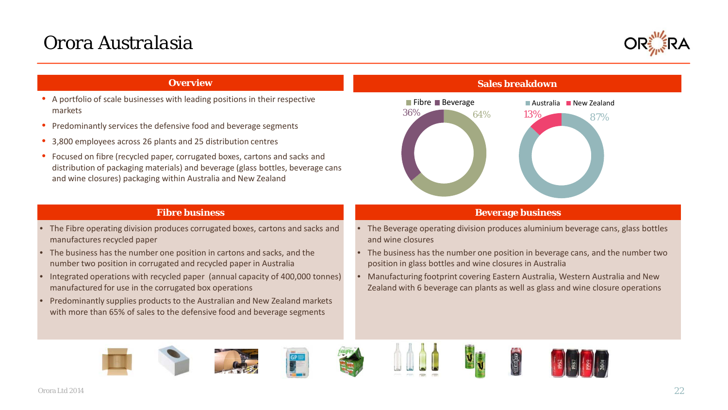# Orora Australasia

## Overview

- A portfolio of scale businesses with leading positions in their respective markets
- Predominantly services the defensive food and beverage segments
- 3,800 employees across 26 plants and 25 distribution centres
- Focused on fibre (recycled paper, corrugated boxes, cartons and sacks and distribution of packaging materials) and beverage (glass bottles, beverage cans and wine closures) packaging within Australia and New Zealand

## Sales breakdown

Fibre Beverage

36%

64%

Australia New Zealand

13%

87%

## Fibre business

- The Fibre operating division produces corrugated boxes, cartons and sacks and manufactures recycled paper
- The business has the number one position in cartons and sacks, and the number two position in corrugated and recycled paper in Australia
- Integrated operations with recycled paper (annual capacity of 400,000 tonnes) manufactured for use in the corrugated box operations
- Predominantly supplies products to the Australian and New Zealand markets with more than 65% of sales to the defensive food and beverage segments

## Beverage business

- The Beverage operating division produces aluminium beverage cans, glass bottles and wine closures
- The business has the number one position in beverage cans, and the number two position in glass bottles and wine closures in Australia
- Manufacturing footprint covering Eastern Australia, Western Australia and New Zealand with 6 beverage can plants as well as glass and wine closure operations

Orora Ltd 2014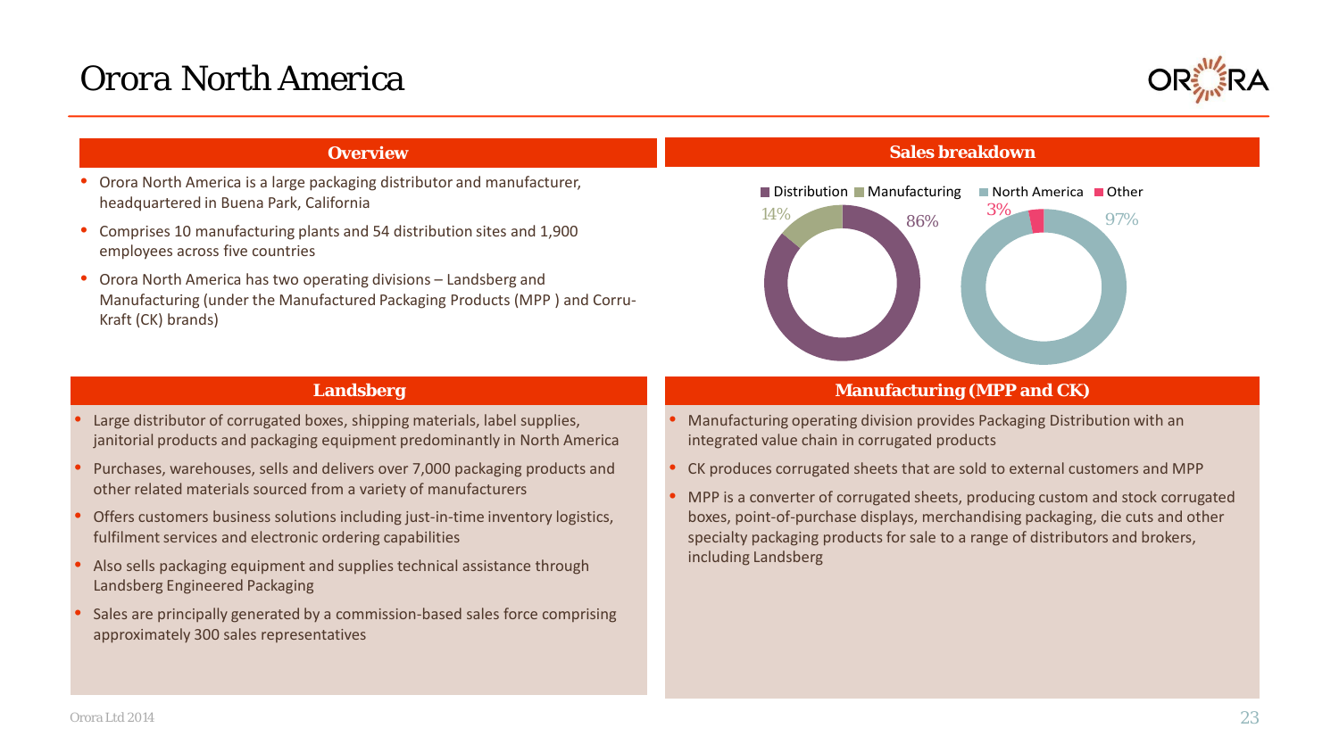# Orora North America

## Overview

- Orora North America is a large packaging distributor and manufacturer, headquartered in Buena Park, California
- Comprises 10 manufacturing plants and 54 distribution sites and 1,900 employees across five countries
- Orora North America has two operating divisions – Landsberg and Manufacturing (under the Manufactured Packaging Products (MPP ) and Corru-Kraft (CK) brands)

## Sales breakdown

Distribution Manufacturing

14%

86%

North America Other

3%

97%

## Landsberg

- Large distributor of corrugated boxes, shipping materials, label supplies, janitorial products and packaging equipment predominantly in North America
- Purchases, warehouses, sells and delivers over 7,000 packaging products and other related materials sourced from a variety of manufacturers
- Offers customers business solutions including just-in-time inventory logistics, fulfilment services and electronic ordering capabilities
- Also sells packaging equipment and supplies technical assistance through Landsberg Engineered Packaging
- Sales are principally generated by a commission-based sales force comprising approximately 300 sales representatives

## Manufacturing (MPP and CK)

- Manufacturing operating division provides Packaging Distribution with an integrated value chain in corrugated products
- CK produces corrugated sheets that are sold to external customers and MPP
- MPP is a converter of corrugated sheets, producing custom and stock corrugated boxes, point-of-purchase displays, merchandising packaging, die cuts and other specialty packaging products for sale to a range of distributors and brokers, including Landsberg